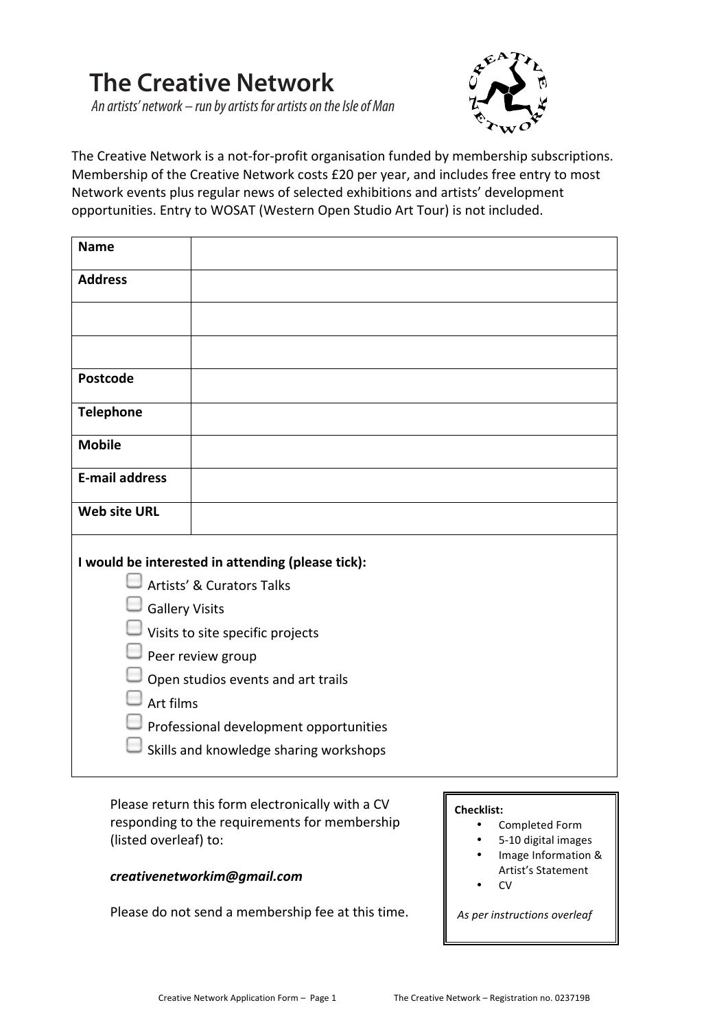# The Creative Network

*An artists' network – run by artists for artists on the Isle of Man*

The Creative Network is a not-for-profit organisation funded by membership subscriptions. Membership of the Creative Network costs £20 per year, and includes free entry to most Network events plus regular news of selected exhibitions and artists' development opportunities. Entry to WOSAT (Western Open Studio Art Tour) is not included.

| **Name** | |
|---|---|
| **Address** | |
| | |
| | |
| **Postcode** | |
| **Telephone** | |
| **Mobile** | |
| **E-mail address** | |
| **Web site URL** | |

**I would be interested in attending (please tick):**

- ☐ Artists' & Curators Talks
- ☐ Gallery Visits
- ☐ Visits to site specific projects
- ☐ Peer review group
- ☐ Open studios events and art trails
- ☐ Art films
- ☐ Professional development opportunities
- ☐ Skills and knowledge sharing workshops

Please return this form electronically with a CV responding to the requirements for membership (listed overleaf) to:

***creativenetworkim@gmail.com***

Please do not send a membership fee at this time.

**Checklist:**

- Completed Form
- 5-10 digital images
- Image Information & Artist's Statement
- CV

*As per instructions overleaf*

Creative Network Application Form – Page 1 The Creative Network – Registration no. 023719B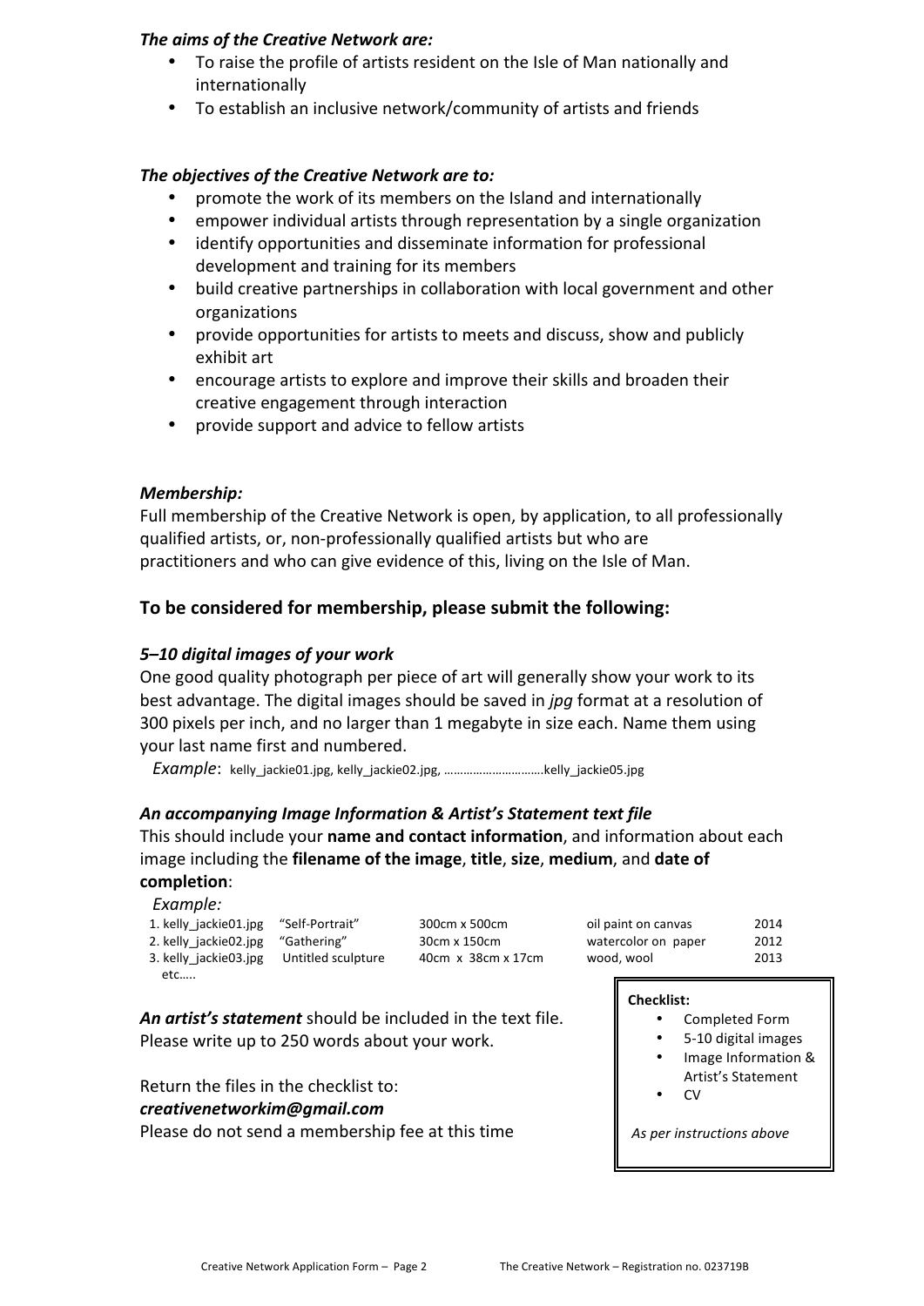***The aims of the Creative Network are:***

- To raise the profile of artists resident on the Isle of Man nationally and internationally
- To establish an inclusive network/community of artists and friends

***The objectives of the Creative Network are to:***

- promote the work of its members on the Island and internationally
- empower individual artists through representation by a single organization
- identify opportunities and disseminate information for professional development and training for its members
- build creative partnerships in collaboration with local government and other organizations
- provide opportunities for artists to meets and discuss, show and publicly exhibit art
- encourage artists to explore and improve their skills and broaden their creative engagement through interaction
- provide support and advice to fellow artists

***Membership:***

Full membership of the Creative Network is open, by application, to all professionally qualified artists, or, non-professionally qualified artists but who are practitioners and who can give evidence of this, living on the Isle of Man.

## To be considered for membership, please submit the following:

***5–10 digital images of your work***

One good quality photograph per piece of art will generally show your work to its best advantage. The digital images should be saved in *jpg* format at a resolution of 300 pixels per inch, and no larger than 1 megabyte in size each. Name them using your last name first and numbered.

*Example*: kelly_jackie01.jpg, kelly_jackie02.jpg, …………………………kelly_jackie05.jpg

***An accompanying Image Information & Artist's Statement text file***

This should include your **name and contact information**, and information about each image including the **filename of the image**, **title**, **size**, **medium**, and **date of completion**:

*Example:*

| | | | | |
|---|---|---|---|---|
| 1. kelly_jackie01.jpg | "Self-Portrait" | 300cm x 500cm | oil paint on canvas | 2014 |
| 2. kelly_jackie02.jpg | "Gathering" | 30cm x 150cm | watercolor on paper | 2012 |
| 3. kelly_jackie03.jpg | Untitled sculpture | 40cm x 38cm x 17cm | wood, wool | 2013 |
| etc….. | | | | |

***An artist's statement*** should be included in the text file. Please write up to 250 words about your work.

Return the files in the checklist to:
***creativenetworkim@gmail.com***
Please do not send a membership fee at this time

**Checklist:**

- Completed Form
- 5-10 digital images
- Image Information & Artist's Statement
- CV

*As per instructions above*